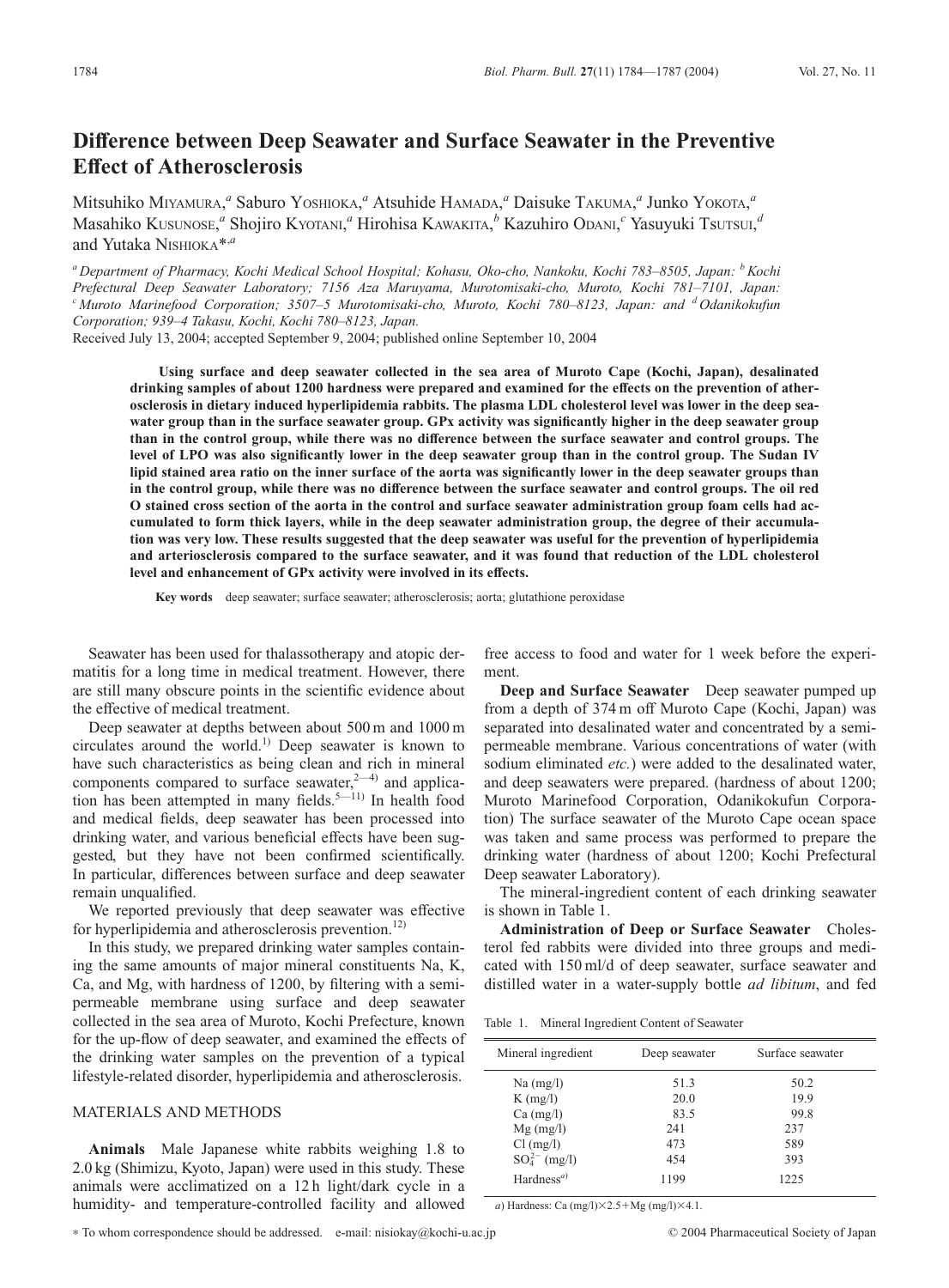# Difference between Deep Seawater and Surface Seawater in the Preventive Effect of Atherosclerosis

Mitsuhiko MIYAMURA,[a] Saburo YOSHIOKA,[a] Atsuhide HAMADA,[a] Daisuke TAKUMA,[a] Junko YOKOTA,[a] Masahiko KUSUNOSE,[a] Shojiro KYOTANI,[a] Hirohisa KAWAKITA,[b] Kazuhiro ODANI,[c] Yasuyuki TSUTSUI,[d] and Yutaka NISHIOKA*,[a]

[a] Department of Pharmacy, Kochi Medical School Hospital; Kohasu, Oko-cho, Nankoku, Kochi 783–8505, Japan: [b] Kochi Prefectural Deep Seawater Laboratory; 7156 Aza Maruyama, Murotomisaki-cho, Muroto, Kochi 781–7101, Japan: [c] Muroto Marinefood Corporation; 3507–5 Murotomisaki-cho, Muroto, Kochi 780–8123, Japan: and [d] Odanikokufun Corporation; 939–4 Takasu, Kochi, Kochi 780–8123, Japan.

Received July 13, 2004; accepted September 9, 2004; published online September 10, 2004

**Using surface and deep seawater collected in the sea area of Muroto Cape (Kochi, Japan), desalinated drinking samples of about 1200 hardness were prepared and examined for the effects on the prevention of atherosclerosis in dietary induced hyperlipidemia rabbits. The plasma LDL cholesterol level was lower in the deep seawater group than in the surface seawater group. GPx activity was significantly higher in the deep seawater group than in the control group, while there was no difference between the surface seawater and control groups. The level of LPO was also significantly lower in the deep seawater group than in the control group. The Sudan IV lipid stained area ratio on the inner surface of the aorta was significantly lower in the deep seawater groups than in the control group, while there was no difference between the surface seawater and control groups. The oil red O stained cross section of the aorta in the control and surface seawater administration group foam cells had accumulated to form thick layers, while in the deep seawater administration group, the degree of their accumulation was very low. These results suggested that the deep seawater was useful for the prevention of hyperlipidemia and arteriosclerosis compared to the surface seawater, and it was found that reduction of the LDL cholesterol level and enhancement of GPx activity were involved in its effects.**

**Key words** deep seawater; surface seawater; atherosclerosis; aorta; glutathione peroxidase

Seawater has been used for thalassotherapy and atopic dermatitis for a long time in medical treatment. However, there are still many obscure points in the scientific evidence about the effective of medical treatment.

Deep seawater at depths between about 500 m and 1000 m circulates around the world.[1)] Deep seawater is known to have such characteristics as being clean and rich in mineral components compared to surface seawater,[2—4)] and application has been attempted in many fields.[5—11)] In health food and medical fields, deep seawater has been processed into drinking water, and various beneficial effects have been suggested, but they have not been confirmed scientifically. In particular, differences between surface and deep seawater remain unqualified.

We reported previously that deep seawater was effective for hyperlipidemia and atherosclerosis prevention.[12)]

In this study, we prepared drinking water samples containing the same amounts of major mineral constituents Na, K, Ca, and Mg, with hardness of 1200, by filtering with a semipermeable membrane using surface and deep seawater collected in the sea area of Muroto, Kochi Prefecture, known for the up-flow of deep seawater, and examined the effects of the drinking water samples on the prevention of a typical lifestyle-related disorder, hyperlipidemia and atherosclerosis.

## MATERIALS AND METHODS

**Animals** Male Japanese white rabbits weighing 1.8 to 2.0 kg (Shimizu, Kyoto, Japan) were used in this study. These animals were acclimatized on a 12 h light/dark cycle in a humidity- and temperature-controlled facility and allowed free access to food and water for 1 week before the experiment.

**Deep and Surface Seawater** Deep seawater pumped up from a depth of 374 m off Muroto Cape (Kochi, Japan) was separated into desalinated water and concentrated by a semipermeable membrane. Various concentrations of water (with sodium eliminated *etc.*) were added to the desalinated water, and deep seawaters were prepared. (hardness of about 1200; Muroto Marinefood Corporation, Odanikokufun Corporation) The surface seawater of the Muroto Cape ocean space was taken and same process was performed to prepare the drinking water (hardness of about 1200; Kochi Prefectural Deep seawater Laboratory).

The mineral-ingredient content of each drinking seawater is shown in Table 1.

**Administration of Deep or Surface Seawater** Cholesterol fed rabbits were divided into three groups and medicated with 150 ml/d of deep seawater, surface seawater and distilled water in a water-supply bottle *ad libitum*, and fed

Table 1. Mineral Ingredient Content of Seawater

| Mineral ingredient | Deep seawater | Surface seawater |
|---|---|---|
| Na (mg/l) | 51.3 | 50.2 |
| K (mg/l) | 20.0 | 19.9 |
| Ca (mg/l) | 83.5 | 99.8 |
| Mg (mg/l) | 241 | 237 |
| Cl (mg/l) | 473 | 589 |
| $SO_4^{2-}$ (mg/l) | 454 | 393 |
| Hardness[a)] | 1199 | 1225 |

*a*) Hardness: Ca (mg/l)×2.5+Mg (mg/l)×4.1.

* To whom correspondence should be addressed. e-mail: nisiokay@kochi-u.ac.jp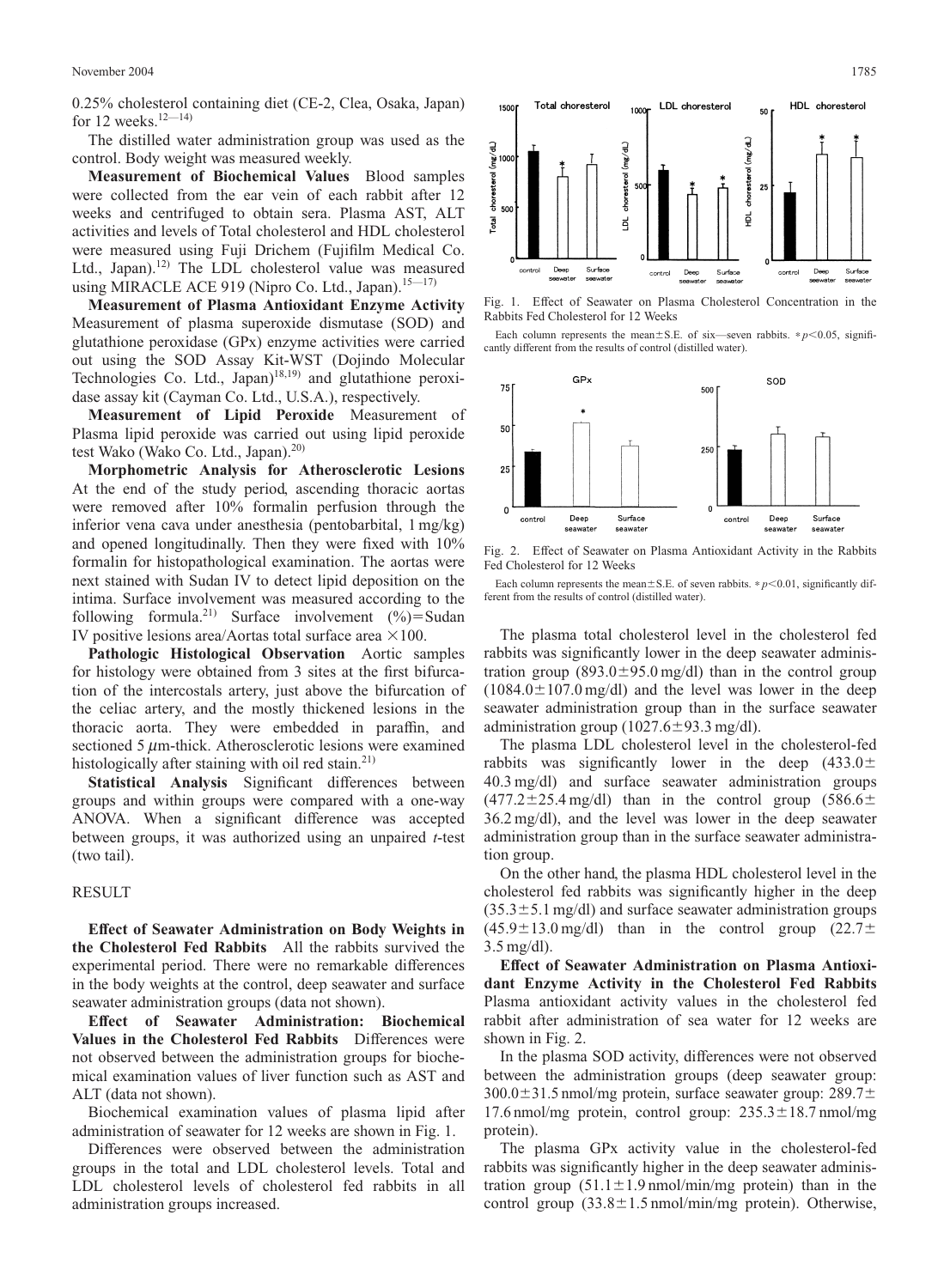0.25% cholesterol containing diet (CE-2, Clea, Osaka, Japan) for 12 weeks.[12—14)]

The distilled water administration group was used as the control. Body weight was measured weekly.

**Measurement of Biochemical Values** Blood samples were collected from the ear vein of each rabbit after 12 weeks and centrifuged to obtain sera. Plasma AST, ALT activities and levels of Total cholesterol and HDL cholesterol were measured using Fuji Drichem (Fujifilm Medical Co. Ltd., Japan).[12)] The LDL cholesterol value was measured using MIRACLE ACE 919 (Nipro Co. Ltd., Japan).[15—17)]

**Measurement of Plasma Antioxidant Enzyme Activity** Measurement of plasma superoxide dismutase (SOD) and glutathione peroxidase (GPx) enzyme activities were carried out using the SOD Assay Kit-WST (Dojindo Molecular Technologies Co. Ltd., Japan)[18,19)] and glutathione peroxidase assay kit (Cayman Co. Ltd., U.S.A.), respectively.

**Measurement of Lipid Peroxide** Measurement of Plasma lipid peroxide was carried out using lipid peroxide test Wako (Wako Co. Ltd., Japan).[20)]

**Morphometric Analysis for Atherosclerotic Lesions** At the end of the study period, ascending thoracic aortas were removed after 10% formalin perfusion through the inferior vena cava under anesthesia (pentobarbital, 1 mg/kg) and opened longitudinally. Then they were fixed with 10% formalin for histopathological examination. The aortas were next stained with Sudan IV to detect lipid deposition on the intima. Surface involvement was measured according to the following formula.[21)] Surface involvement (%) = Sudan IV positive lesions area/Aortas total surface area $\times 100$.

**Pathologic Histological Observation** Aortic samples for histology were obtained from 3 sites at the first bifurcation of the intercostals artery, just above the bifurcation of the celiac artery, and the mostly thickened lesions in the thoracic aorta. They were embedded in paraffin, and sectioned 5 $\mu$m-thick. Atherosclerotic lesions were examined histologically after staining with oil red stain.[21)]

**Statistical Analysis** Significant differences between groups and within groups were compared with a one-way ANOVA. When a significant difference was accepted between groups, it was authorized using an unpaired *t*-test (two tail).

## RESULT

**Effect of Seawater Administration on Body Weights in the Cholesterol Fed Rabbits** All the rabbits survived the experimental period. There were no remarkable differences in the body weights at the control, deep seawater and surface seawater administration groups (data not shown).

**Effect of Seawater Administration: Biochemical Values in the Cholesterol Fed Rabbits** Differences were not observed between the administration groups for biochemical examination values of liver function such as AST and ALT (data not shown).

Biochemical examination values of plasma lipid after administration of seawater for 12 weeks are shown in Fig. 1.

Differences were observed between the administration groups in the total and LDL cholesterol levels. Total and LDL cholesterol levels of cholesterol fed rabbits in all administration groups increased.

Fig. 1. Effect of Seawater on Plasma Cholesterol Concentration in the Rabbits Fed Cholesterol for 12 Weeks

Each column represents the mean±S.E. of six—seven rabbits. * $p<0.05$, significantly different from the results of control (distilled water).

Fig. 2. Effect of Seawater on Plasma Antioxidant Activity in the Rabbits Fed Cholesterol for 12 Weeks

Each column represents the mean±S.E. of seven rabbits. * $p<0.01$, significantly different from the results of control (distilled water).

The plasma total cholesterol level in the cholesterol fed rabbits was significantly lower in the deep seawater administration group (893.0±95.0 mg/dl) than in the control group (1084.0±107.0 mg/dl) and the level was lower in the deep seawater administration group than in the surface seawater administration group (1027.6±93.3 mg/dl).

The plasma LDL cholesterol level in the cholesterol-fed rabbits was significantly lower in the deep (433.0±40.3 mg/dl) and surface seawater administration groups (477.2±25.4 mg/dl) than in the control group (586.6±36.2 mg/dl), and the level was lower in the deep seawater administration group than in the surface seawater administration group.

On the other hand, the plasma HDL cholesterol level in the cholesterol fed rabbits was significantly higher in the deep (35.3±5.1 mg/dl) and surface seawater administration groups (45.9±13.0 mg/dl) than in the control group (22.7±3.5 mg/dl).

**Effect of Seawater Administration on Plasma Antioxidant Enzyme Activity in the Cholesterol Fed Rabbits** Plasma antioxidant activity values in the cholesterol fed rabbit after administration of sea water for 12 weeks are shown in Fig. 2.

In the plasma SOD activity, differences were not observed between the administration groups (deep seawater group: 300.0±31.5 nmol/mg protein, surface seawater group: 289.7±17.6 nmol/mg protein, control group: 235.3±18.7 nmol/mg protein).

The plasma GPx activity value in the cholesterol-fed rabbits was significantly higher in the deep seawater administration group (51.1±1.9 nmol/min/mg protein) than in the control group (33.8±1.5 nmol/min/mg protein). Otherwise,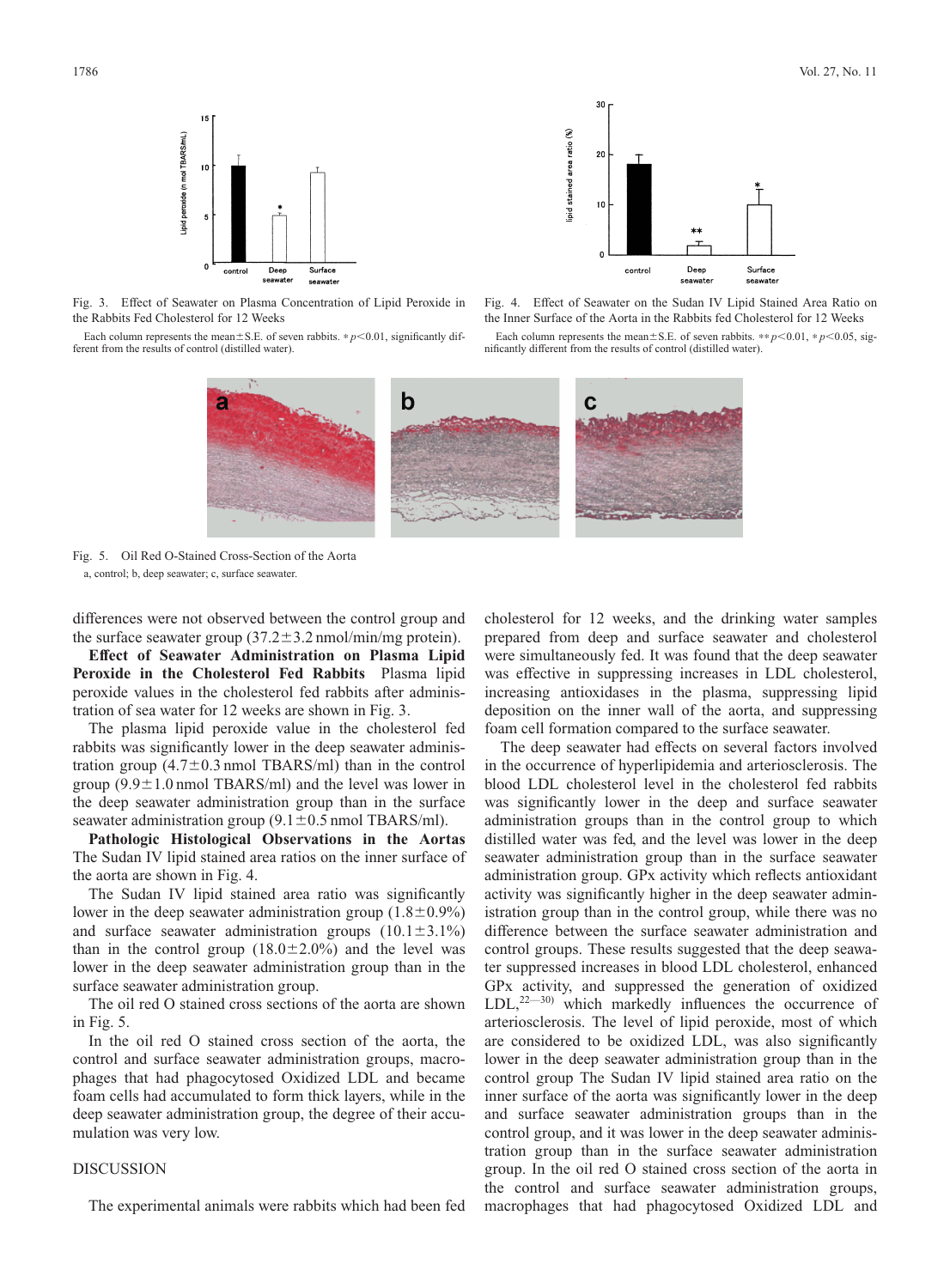Fig. 3. Effect of Seawater on Plasma Concentration of Lipid Peroxide in the Rabbits Fed Cholesterol for 12 Weeks

Each column represents the mean±S.E. of seven rabbits. * $p<0.01$, significantly different from the results of control (distilled water).

Fig. 4. Effect of Seawater on the Sudan IV Lipid Stained Area Ratio on the Inner Surface of the Aorta in the Rabbits fed Cholesterol for 12 Weeks

Each column represents the mean±S.E. of seven rabbits. ** $p<0.01$, * $p<0.05$, significantly different from the results of control (distilled water).

Fig. 5. Oil Red O-Stained Cross-Section of the Aorta

a, control; b, deep seawater; c, surface seawater.

differences were not observed between the control group and the surface seawater group (37.2±3.2 nmol/min/mg protein).

**Effect of Seawater Administration on Plasma Lipid Peroxide in the Cholesterol Fed Rabbits** Plasma lipid peroxide values in the cholesterol fed rabbits after administration of sea water for 12 weeks are shown in Fig. 3.

The plasma lipid peroxide value in the cholesterol fed rabbits was significantly lower in the deep seawater administration group (4.7±0.3 nmol TBARS/ml) than in the control group (9.9±1.0 nmol TBARS/ml) and the level was lower in the deep seawater administration group than in the surface seawater administration group (9.1±0.5 nmol TBARS/ml).

**Pathologic Histological Observations in the Aortas** The Sudan IV lipid stained area ratios on the inner surface of the aorta are shown in Fig. 4.

The Sudan IV lipid stained area ratio was significantly lower in the deep seawater administration group (1.8±0.9%) and surface seawater administration groups (10.1±3.1%) than in the control group (18.0±2.0%) and the level was lower in the deep seawater administration group than in the surface seawater administration group.

The oil red O stained cross sections of the aorta are shown in Fig. 5.

In the oil red O stained cross section of the aorta, the control and surface seawater administration groups, macrophages that had phagocytosed Oxidized LDL and became foam cells had accumulated to form thick layers, while in the deep seawater administration group, the degree of their accumulation was very low.

## DISCUSSION

The experimental animals were rabbits which had been fed cholesterol for 12 weeks, and the drinking water samples prepared from deep and surface seawater and cholesterol were simultaneously fed. It was found that the deep seawater was effective in suppressing increases in LDL cholesterol, increasing antioxidases in the plasma, suppressing lipid deposition on the inner wall of the aorta, and suppressing foam cell formation compared to the surface seawater.

The deep seawater had effects on several factors involved in the occurrence of hyperlipidemia and arteriosclerosis. The blood LDL cholesterol level in the cholesterol fed rabbits was significantly lower in the deep and surface seawater administration groups than in the control group to which distilled water was fed, and the level was lower in the deep seawater administration group than in the surface seawater administration group. GPx activity which reflects antioxidant activity was significantly higher in the deep seawater administration group than in the control group, while there was no difference between the surface seawater administration and control groups. These results suggested that the deep seawater suppressed increases in blood LDL cholesterol, enhanced GPx activity, and suppressed the generation of oxidized LDL,[22—30] which markedly influences the occurrence of arteriosclerosis. The level of lipid peroxide, most of which are considered to be oxidized LDL, was also significantly lower in the deep seawater administration group than in the control group The Sudan IV lipid stained area ratio on the inner surface of the aorta was significantly lower in the deep and surface seawater administration groups than in the control group, and it was lower in the deep seawater administration group than in the surface seawater administration group. In the oil red O stained cross section of the aorta in the control and surface seawater administration groups, macrophages that had phagocytosed Oxidized LDL and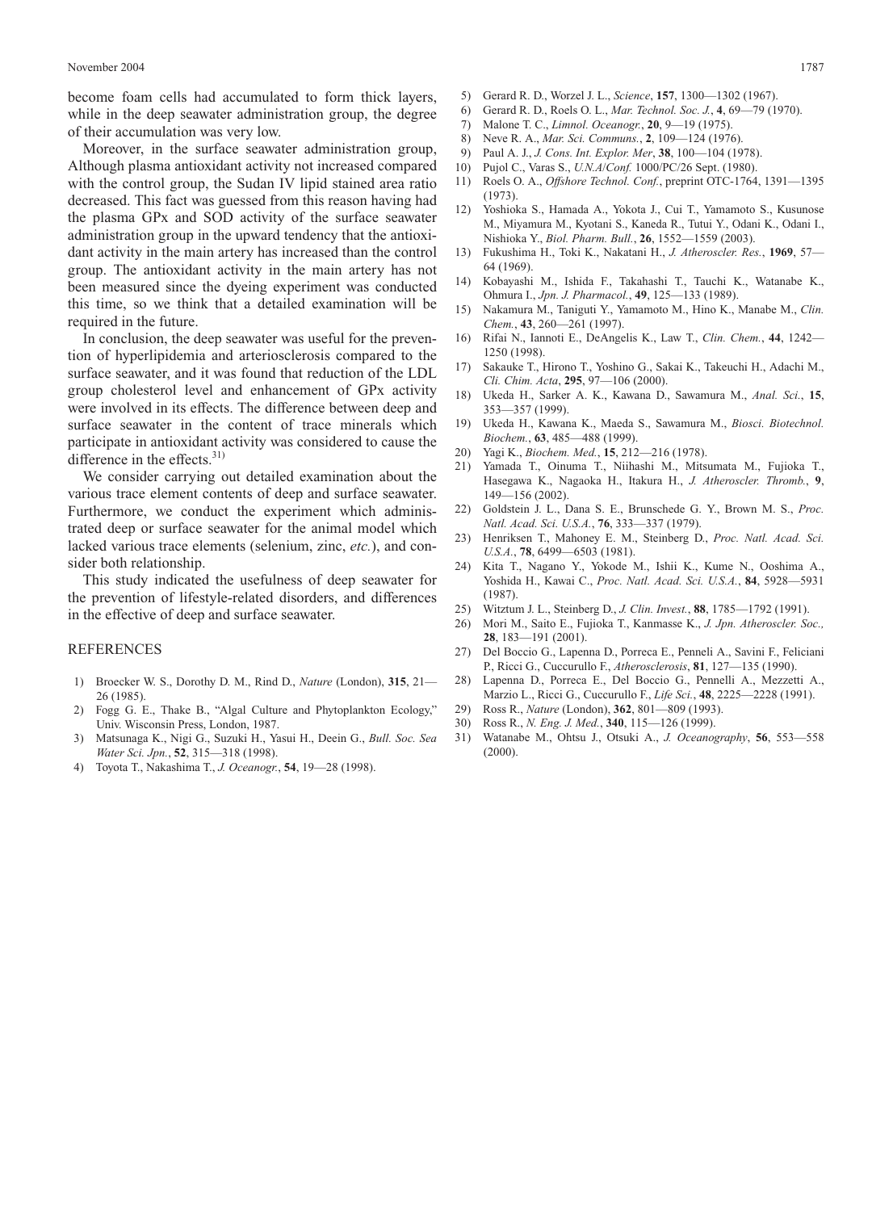become foam cells had accumulated to form thick layers, while in the deep seawater administration group, the degree of their accumulation was very low.

Moreover, in the surface seawater administration group, Although plasma antioxidant activity not increased compared with the control group, the Sudan IV lipid stained area ratio decreased. This fact was guessed from this reason having had the plasma GPx and SOD activity of the surface seawater administration group in the upward tendency that the antioxidant activity in the main artery has increased than the control group. The antioxidant activity in the main artery has not been measured since the dyeing experiment was conducted this time, so we think that a detailed examination will be required in the future.

In conclusion, the deep seawater was useful for the prevention of hyperlipidemia and arteriosclerosis compared to the surface seawater, and it was found that reduction of the LDL group cholesterol level and enhancement of GPx activity were involved in its effects. The difference between deep and surface seawater in the content of trace minerals which participate in antioxidant activity was considered to cause the difference in the effects.[31]

We consider carrying out detailed examination about the various trace element contents of deep and surface seawater. Furthermore, we conduct the experiment which administrated deep or surface seawater for the animal model which lacked various trace elements (selenium, zinc, *etc.*), and consider both relationship.

This study indicated the usefulness of deep seawater for the prevention of lifestyle-related disorders, and differences in the effective of deep and surface seawater.

## REFERENCES

1) Broecker W. S., Dorothy D. M., Rind D., *Nature* (London), **315**, 21—26 (1985).
2) Fogg G. E., Thake B., "Algal Culture and Phytoplankton Ecology," Univ. Wisconsin Press, London, 1987.
3) Matsunaga K., Nigi G., Suzuki H., Yasui H., Deein G., *Bull. Soc. Sea Water Sci. Jpn.*, **52**, 315—318 (1998).
4) Toyota T., Nakashima T., *J. Oceanogr.*, **54**, 19—28 (1998).
5) Gerard R. D., Worzel J. L., *Science*, **157**, 1300—1302 (1967).
6) Gerard R. D., Roels O. L., *Mar. Technol. Soc. J.*, **4**, 69—79 (1970).
7) Malone T. C., *Limnol. Oceanogr.*, **20**, 9—19 (1975).
8) Neve R. A., *Mar. Sci. Communs.*, **2**, 109—124 (1976).
9) Paul A. J., *J. Cons. Int. Explor. Mer*, **38**, 100—104 (1978).
10) Pujol C., Varas S., *U.N.A/Conf.* 1000/PC/26 Sept. (1980).
11) Roels O. A., *Offshore Technol. Conf.*, preprint OTC-1764, 1391—1395 (1973).
12) Yoshioka S., Hamada A., Yokota J., Cui T., Yamamoto S., Kusunose M., Miyamura M., Kyotani S., Kaneda R., Tutui Y., Odani K., Odani I., Nishioka Y., *Biol. Pharm. Bull.*, **26**, 1552—1559 (2003).
13) Fukushima H., Toki K., Nakatani H., *J. Atheroscler. Res.*, **1969**, 57—64 (1969).
14) Kobayashi M., Ishida F., Takahashi T., Tauchi K., Watanabe K., Ohmura I., *Jpn. J. Pharmacol.*, **49**, 125—133 (1989).
15) Nakamura M., Taniguti Y., Yamamoto M., Hino K., Manabe M., *Clin. Chem.*, **43**, 260—261 (1997).
16) Rifai N., Iannoti E., DeAngelis K., Law T., *Clin. Chem.*, **44**, 1242—1250 (1998).
17) Sakauke T., Hirono T., Yoshino G., Sakai K., Takeuchi H., Adachi M., *Cli. Chim. Acta*, **295**, 97—106 (2000).
18) Ukeda H., Sarker A. K., Kawana D., Sawamura M., *Anal. Sci.*, **15**, 353—357 (1999).
19) Ukeda H., Kawana K., Maeda S., Sawamura M., *Biosci. Biotechnol. Biochem.*, **63**, 485—488 (1999).
20) Yagi K., *Biochem. Med.*, **15**, 212—216 (1978).
21) Yamada T., Oinuma T., Niihashi M., Mitsumata M., Fujioka T., Hasegawa K., Nagaoka H., Itakura H., *J. Atheroscler. Thromb.*, **9**, 149—156 (2002).
22) Goldstein J. L., Dana S. E., Brunschede G. Y., Brown M. S., *Proc. Natl. Acad. Sci. U.S.A.*, **76**, 333—337 (1979).
23) Henriksen T., Mahoney E. M., Steinberg D., *Proc. Natl. Acad. Sci. U.S.A.*, **78**, 6499—6503 (1981).
24) Kita T., Nagano Y., Yokode M., Ishii K., Kume N., Ooshima A., Yoshida H., Kawai C., *Proc. Natl. Acad. Sci. U.S.A.*, **84**, 5928—5931 (1987).
25) Witztum J. L., Steinberg D., *J. Clin. Invest.*, **88**, 1785—1792 (1991).
26) Mori M., Saito E., Fujioka T., Kanmasse K., *J. Jpn. Atheroscler. Soc.*, **28**, 183—191 (2001).
27) Del Boccio G., Lapenna D., Porreca E., Penneli A., Savini F., Feliciani P., Ricci G., Cuccurullo F., *Atherosclerosis*, **81**, 127—135 (1990).
28) Lapenna D., Porreca E., Del Boccio G., Pennelli A., Mezzetti A., Marzio L., Ricci G., Cuccurullo F., *Life Sci.*, **48**, 2225—2228 (1991).
29) Ross R., *Nature* (London), **362**, 801—809 (1993).
30) Ross R., *N. Eng. J. Med.*, **340**, 115—126 (1999).
31) Watanabe M., Ohtsu J., Otsuki A., *J. Oceanography*, **56**, 553—558 (2000).